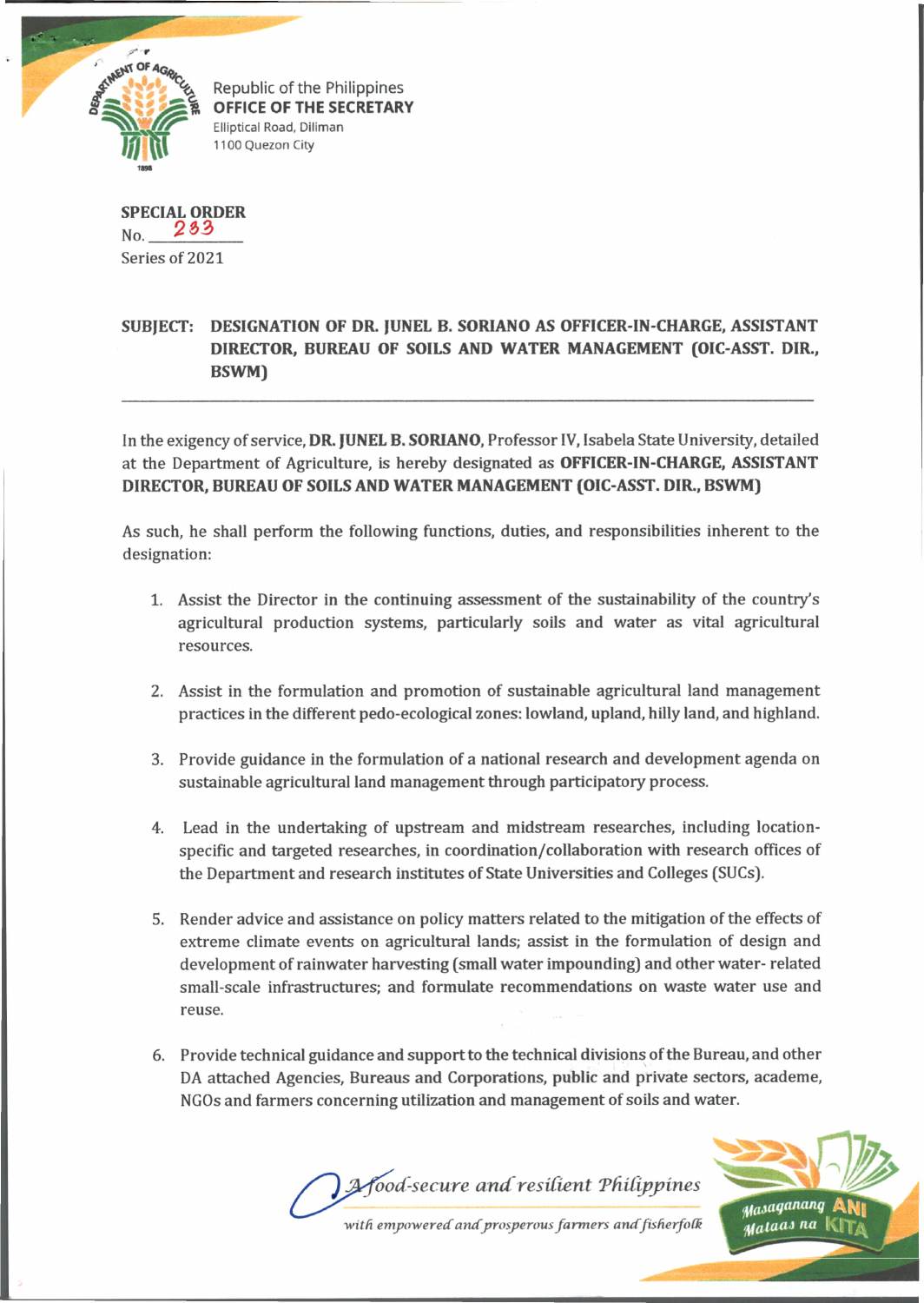Republic of the Philippines
**OFFICE OF THE SECRETARY**
Elliptical Road, Diliman
1100 Quezon City

**SPECIAL ORDER**
No. 283
Series of 2021

**SUBJECT: DESIGNATION OF DR. JUNEL B. SORIANO AS OFFICER-IN-CHARGE, ASSISTANT DIRECTOR, BUREAU OF SOILS AND WATER MANAGEMENT (OIC-ASST. DIR., BSWM)**

---

In the exigency of service, **DR. JUNEL B. SORIANO**, Professor IV, Isabela State University, detailed at the Department of Agriculture, is hereby designated as **OFFICER-IN-CHARGE, ASSISTANT DIRECTOR, BUREAU OF SOILS AND WATER MANAGEMENT (OIC-ASST. DIR., BSWM)**

As such, he shall perform the following functions, duties, and responsibilities inherent to the designation:

1. Assist the Director in the continuing assessment of the sustainability of the country's agricultural production systems, particularly soils and water as vital agricultural resources.

2. Assist in the formulation and promotion of sustainable agricultural land management practices in the different pedo-ecological zones: lowland, upland, hilly land, and highland.

3. Provide guidance in the formulation of a national research and development agenda on sustainable agricultural land management through participatory process.

4. Lead in the undertaking of upstream and midstream researches, including location-specific and targeted researches, in coordination/collaboration with research offices of the Department and research institutes of State Universities and Colleges (SUCs).

5. Render advice and assistance on policy matters related to the mitigation of the effects of extreme climate events on agricultural lands; assist in the formulation of design and development of rainwater harvesting (small water impounding) and other water- related small-scale infrastructures; and formulate recommendations on waste water use and reuse.

6. Provide technical guidance and support to the technical divisions of the Bureau, and other DA attached Agencies, Bureaus and Corporations, public and private sectors, academe, NGOs and farmers concerning utilization and management of soils and water.

*A food-secure and resilient Philippines*
*with empowered and prosperous farmers and fisherfolk*

Masaganang ANI Mataas na KITA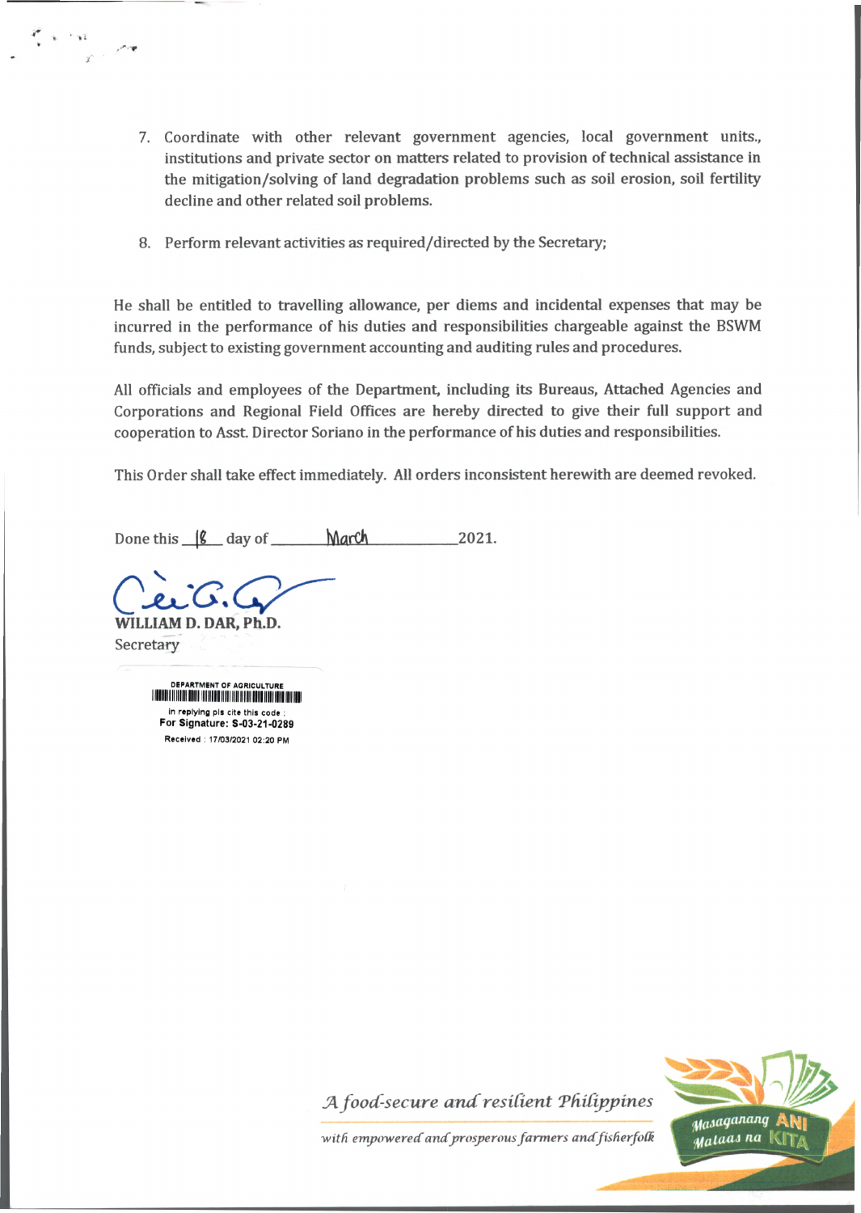7. Coordinate with other relevant government agencies, local government units., institutions and private sector on matters related to provision of technical assistance in the mitigation/solving of land degradation problems such as soil erosion, soil fertility decline and other related soil problems.

8. Perform relevant activities as required/directed by the Secretary;

He shall be entitled to travelling allowance, per diems and incidental expenses that may be incurred in the performance of his duties and responsibilities chargeable against the BSWM funds, subject to existing government accounting and auditing rules and procedures.

All officials and employees of the Department, including its Bureaus, Attached Agencies and Corporations and Regional Field Offices are hereby directed to give their full support and cooperation to Asst. Director Soriano in the performance of his duties and responsibilities.

This Order shall take effect immediately. All orders inconsistent herewith are deemed revoked.

Done this 18 day of March 2021.

**WILLIAM D. DAR, Ph.D.**
Secretary

DEPARTMENT OF AGRICULTURE
in replying pls cite this code :
For Signature: S-03-21-0289
Received : 17/03/2021 02:20 PM

*A food-secure and resilient Philippines*
*with empowered and prosperous farmers and fisherfolk*

Masaganang ANI Mataas na KITA